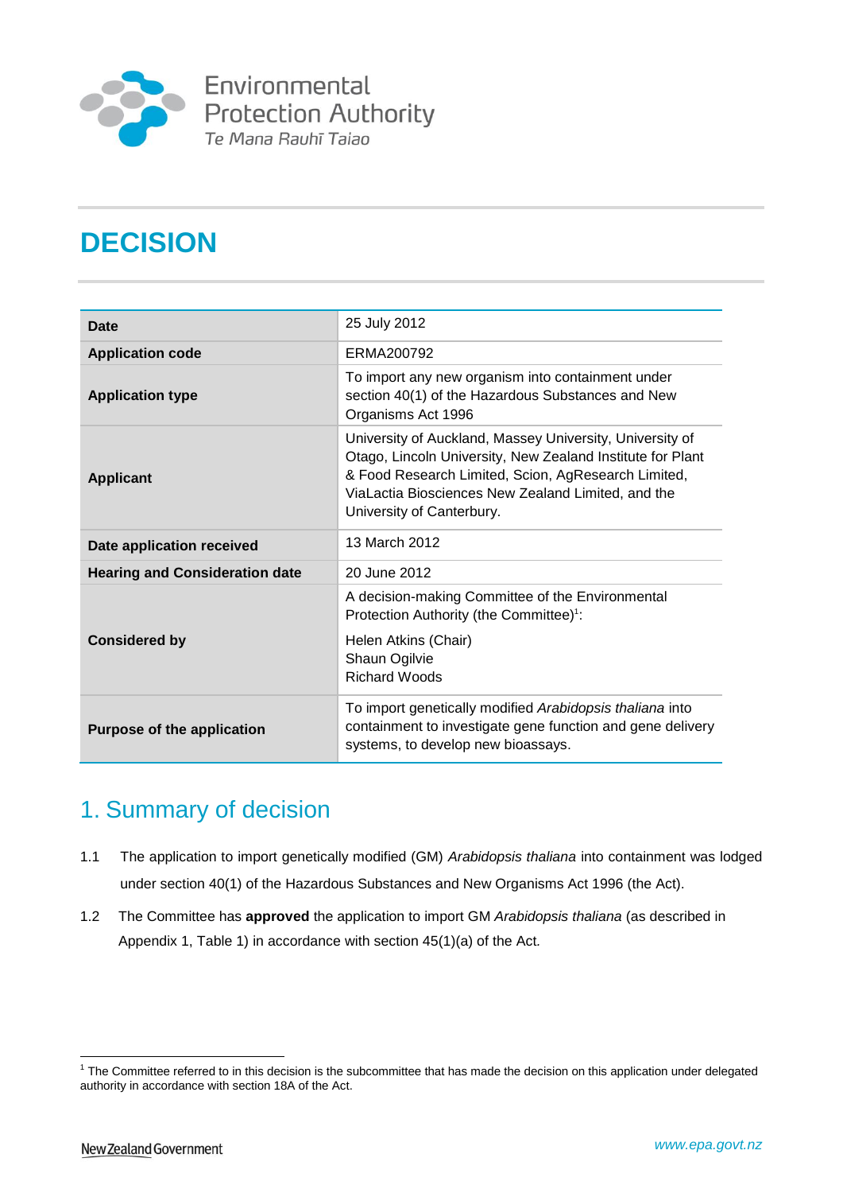Environmental Protection Authority
Te Mana Rauhī Taiao

# DECISION

| | |
|---|---|
| **Date** | 25 July 2012 |
| **Application code** | ERMA200792 |
| **Application type** | To import any new organism into containment under section 40(1) of the Hazardous Substances and New Organisms Act 1996 |
| **Applicant** | University of Auckland, Massey University, University of Otago, Lincoln University, New Zealand Institute for Plant & Food Research Limited, Scion, AgResearch Limited, ViaLactia Biosciences New Zealand Limited, and the University of Canterbury. |
| **Date application received** | 13 March 2012 |
| **Hearing and Consideration date** | 20 June 2012 |
| **Considered by** | A decision-making Committee of the Environmental Protection Authority (the Committee)[1]: Helen Atkins (Chair), Shaun Ogilvie, Richard Woods |
| **Purpose of the application** | To import genetically modified *Arabidopsis thaliana* into containment to investigate gene function and gene delivery systems, to develop new bioassays. |

## 1. Summary of decision

1.1 The application to import genetically modified (GM) *Arabidopsis thaliana* into containment was lodged under section 40(1) of the Hazardous Substances and New Organisms Act 1996 (the Act).

1.2 The Committee has **approved** the application to import GM *Arabidopsis thaliana* (as described in Appendix 1, Table 1) in accordance with section 45(1)(a) of the Act.

[1] The Committee referred to in this decision is the subcommittee that has made the decision on this application under delegated authority in accordance with section 18A of the Act.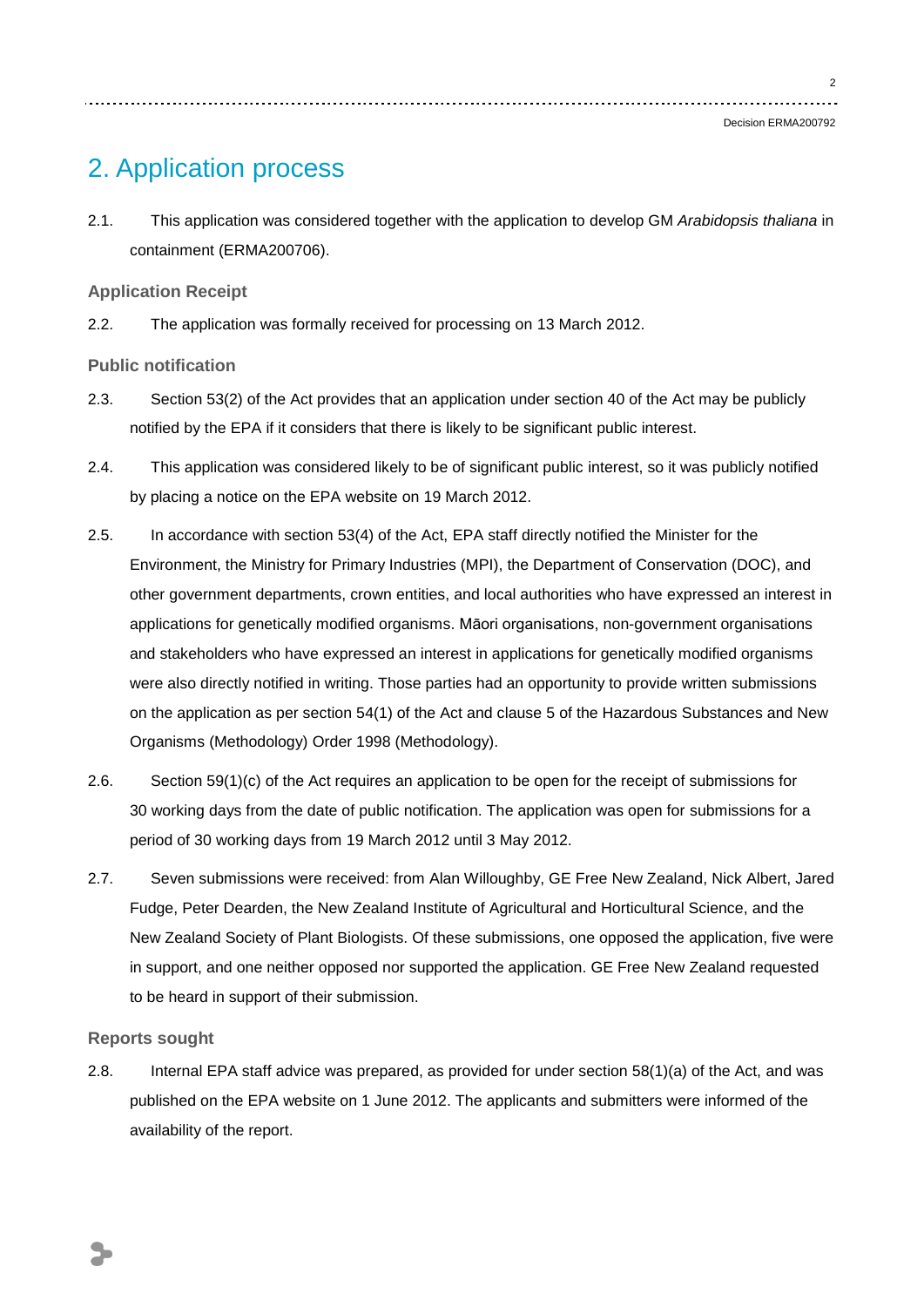# 2. Application process

2.1. This application was considered together with the application to develop GM *Arabidopsis thaliana* in containment (ERMA200706).

### Application Receipt

2.2. The application was formally received for processing on 13 March 2012.

### Public notification

2.3. Section 53(2) of the Act provides that an application under section 40 of the Act may be publicly notified by the EPA if it considers that there is likely to be significant public interest.

2.4. This application was considered likely to be of significant public interest, so it was publicly notified by placing a notice on the EPA website on 19 March 2012.

2.5. In accordance with section 53(4) of the Act, EPA staff directly notified the Minister for the Environment, the Ministry for Primary Industries (MPI), the Department of Conservation (DOC), and other government departments, crown entities, and local authorities who have expressed an interest in applications for genetically modified organisms. Māori organisations, non-government organisations and stakeholders who have expressed an interest in applications for genetically modified organisms were also directly notified in writing. Those parties had an opportunity to provide written submissions on the application as per section 54(1) of the Act and clause 5 of the Hazardous Substances and New Organisms (Methodology) Order 1998 (Methodology).

2.6. Section 59(1)(c) of the Act requires an application to be open for the receipt of submissions for 30 working days from the date of public notification. The application was open for submissions for a period of 30 working days from 19 March 2012 until 3 May 2012.

2.7. Seven submissions were received: from Alan Willoughby, GE Free New Zealand, Nick Albert, Jared Fudge, Peter Dearden, the New Zealand Institute of Agricultural and Horticultural Science, and the New Zealand Society of Plant Biologists. Of these submissions, one opposed the application, five were in support, and one neither opposed nor supported the application. GE Free New Zealand requested to be heard in support of their submission.

### Reports sought

2.8. Internal EPA staff advice was prepared, as provided for under section 58(1)(a) of the Act, and was published on the EPA website on 1 June 2012. The applicants and submitters were informed of the availability of the report.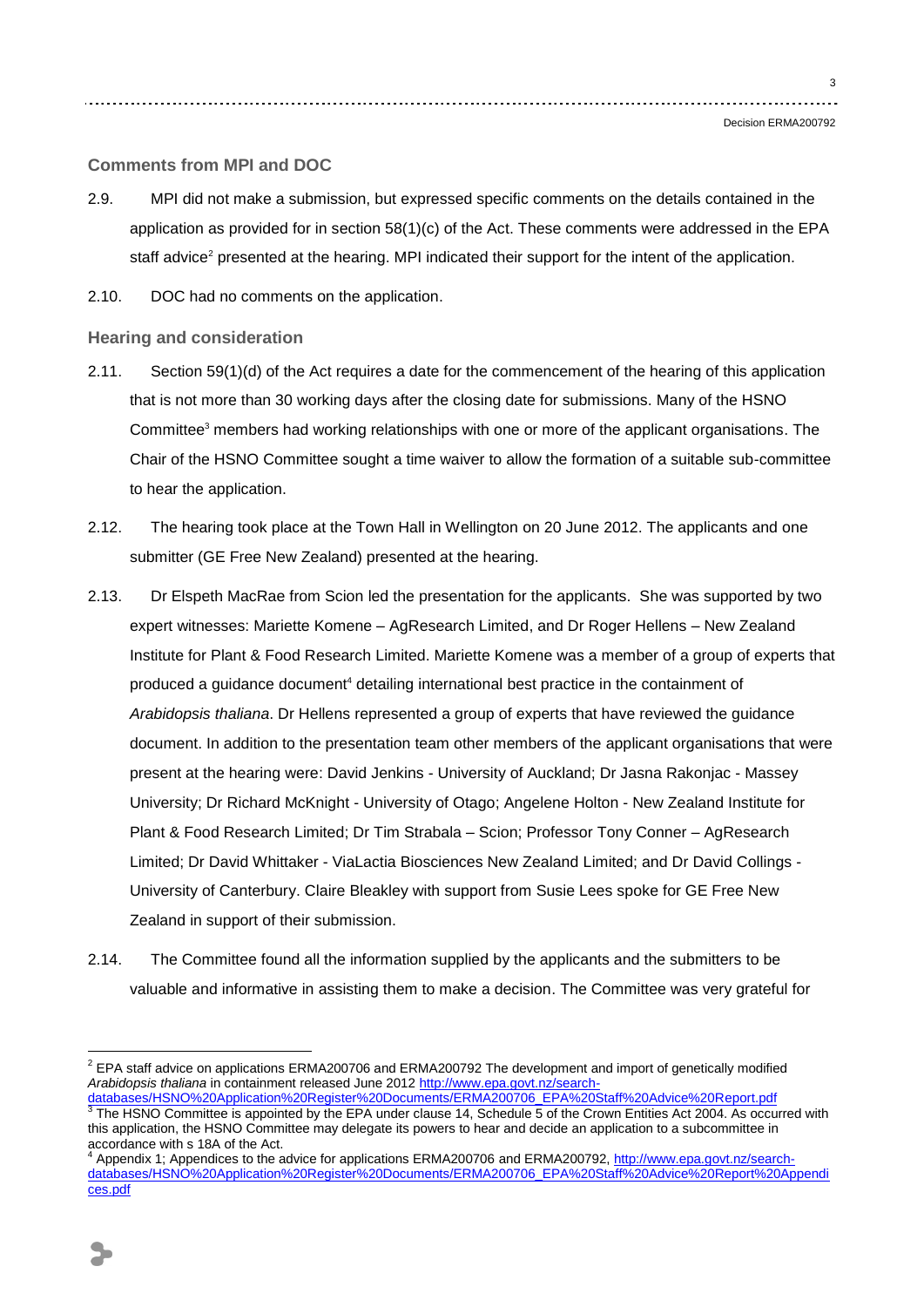### Comments from MPI and DOC

2.9. MPI did not make a submission, but expressed specific comments on the details contained in the application as provided for in section 58(1)(c) of the Act. These comments were addressed in the EPA staff advice[2] presented at the hearing. MPI indicated their support for the intent of the application.

2.10. DOC had no comments on the application.

### Hearing and consideration

2.11. Section 59(1)(d) of the Act requires a date for the commencement of the hearing of this application that is not more than 30 working days after the closing date for submissions. Many of the HSNO Committee[3] members had working relationships with one or more of the applicant organisations. The Chair of the HSNO Committee sought a time waiver to allow the formation of a suitable sub-committee to hear the application.

2.12. The hearing took place at the Town Hall in Wellington on 20 June 2012. The applicants and one submitter (GE Free New Zealand) presented at the hearing.

2.13. Dr Elspeth MacRae from Scion led the presentation for the applicants. She was supported by two expert witnesses: Mariette Komene – AgResearch Limited, and Dr Roger Hellens – New Zealand Institute for Plant & Food Research Limited. Mariette Komene was a member of a group of experts that produced a guidance document[4] detailing international best practice in the containment of *Arabidopsis thaliana*. Dr Hellens represented a group of experts that have reviewed the guidance document. In addition to the presentation team other members of the applicant organisations that were present at the hearing were: David Jenkins - University of Auckland; Dr Jasna Rakonjac - Massey University; Dr Richard McKnight - University of Otago; Angelene Holton - New Zealand Institute for Plant & Food Research Limited; Dr Tim Strabala – Scion; Professor Tony Conner – AgResearch Limited; Dr David Whittaker - ViaLactia Biosciences New Zealand Limited; and Dr David Collings - University of Canterbury. Claire Bleakley with support from Susie Lees spoke for GE Free New Zealand in support of their submission.

2.14. The Committee found all the information supplied by the applicants and the submitters to be valuable and informative in assisting them to make a decision. The Committee was very grateful for

---

[2] EPA staff advice on applications ERMA200706 and ERMA200792 The development and import of genetically modified *Arabidopsis thaliana* in containment released June 2012 http://www.epa.govt.nz/search-databases/HSNO%20Application%20Register%20Documents/ERMA200706_EPA%20Staff%20Advice%20Report.pdf

[3] The HSNO Committee is appointed by the EPA under clause 14, Schedule 5 of the Crown Entities Act 2004. As occurred with this application, the HSNO Committee may delegate its powers to hear and decide an application to a subcommittee in accordance with s 18A of the Act.

[4] Appendix 1; Appendices to the advice for applications ERMA200706 and ERMA200792, http://www.epa.govt.nz/search-databases/HSNO%20Application%20Register%20Documents/ERMA200706_EPA%20Staff%20Advice%20Report%20Appendices.pdf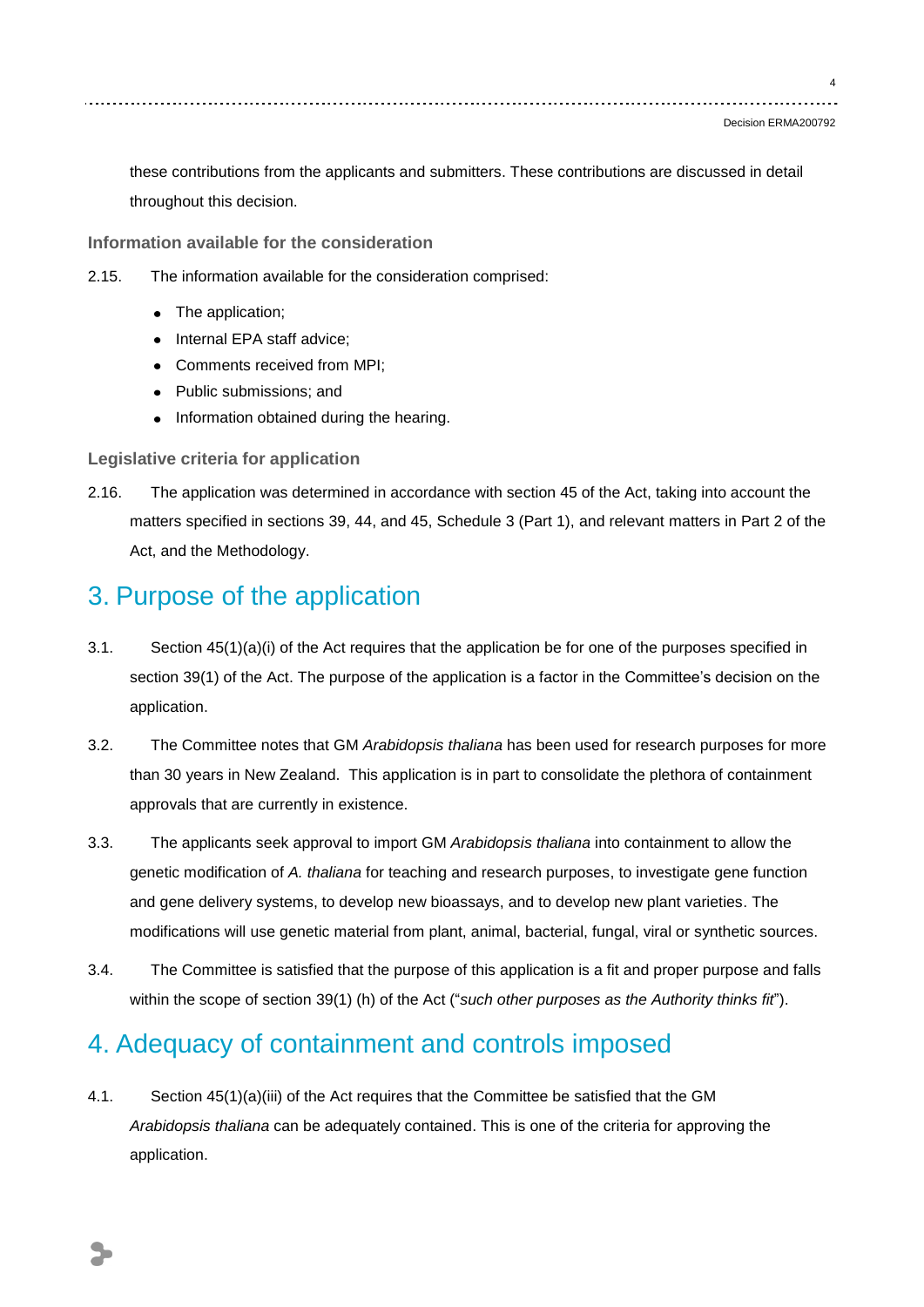these contributions from the applicants and submitters. These contributions are discussed in detail throughout this decision.

### Information available for the consideration

2.15. The information available for the consideration comprised:

- The application;
- Internal EPA staff advice;
- Comments received from MPI;
- Public submissions; and
- Information obtained during the hearing.

### Legislative criteria for application

2.16. The application was determined in accordance with section 45 of the Act, taking into account the matters specified in sections 39, 44, and 45, Schedule 3 (Part 1), and relevant matters in Part 2 of the Act, and the Methodology.

## 3. Purpose of the application

3.1. Section 45(1)(a)(i) of the Act requires that the application be for one of the purposes specified in section 39(1) of the Act. The purpose of the application is a factor in the Committee's decision on the application.

3.2. The Committee notes that GM *Arabidopsis thaliana* has been used for research purposes for more than 30 years in New Zealand. This application is in part to consolidate the plethora of containment approvals that are currently in existence.

3.3. The applicants seek approval to import GM *Arabidopsis thaliana* into containment to allow the genetic modification of *A. thaliana* for teaching and research purposes, to investigate gene function and gene delivery systems, to develop new bioassays, and to develop new plant varieties. The modifications will use genetic material from plant, animal, bacterial, fungal, viral or synthetic sources.

3.4. The Committee is satisfied that the purpose of this application is a fit and proper purpose and falls within the scope of section 39(1) (h) of the Act ("*such other purposes as the Authority thinks fit*").

## 4. Adequacy of containment and controls imposed

4.1. Section 45(1)(a)(iii) of the Act requires that the Committee be satisfied that the GM *Arabidopsis thaliana* can be adequately contained. This is one of the criteria for approving the application.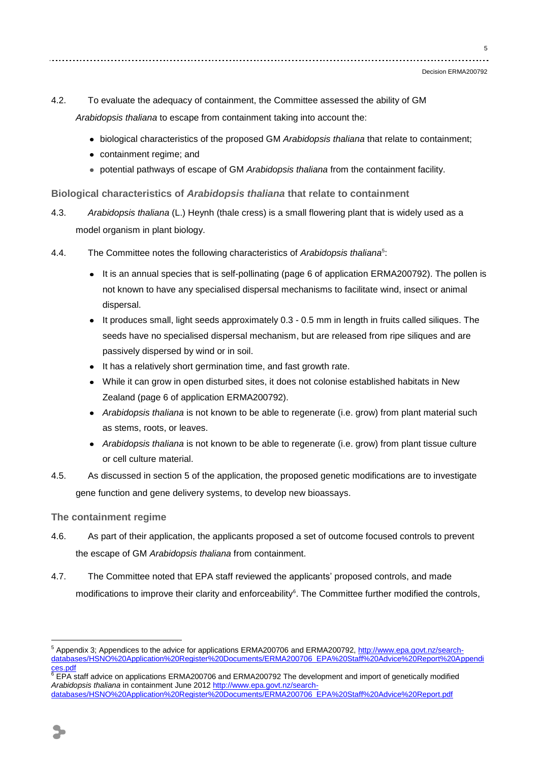4.2. To evaluate the adequacy of containment, the Committee assessed the ability of GM *Arabidopsis thaliana* to escape from containment taking into account the:

- biological characteristics of the proposed GM *Arabidopsis thaliana* that relate to containment;
- containment regime; and
- potential pathways of escape of GM *Arabidopsis thaliana* from the containment facility.

### Biological characteristics of *Arabidopsis thaliana* that relate to containment

4.3. *Arabidopsis thaliana* (L.) Heynh (thale cress) is a small flowering plant that is widely used as a model organism in plant biology.

4.4. The Committee notes the following characteristics of *Arabidopsis thaliana*[5]:

- It is an annual species that is self-pollinating (page 6 of application ERMA200792). The pollen is not known to have any specialised dispersal mechanisms to facilitate wind, insect or animal dispersal.
- It produces small, light seeds approximately 0.3 - 0.5 mm in length in fruits called siliques. The seeds have no specialised dispersal mechanism, but are released from ripe siliques and are passively dispersed by wind or in soil.
- It has a relatively short germination time, and fast growth rate.
- While it can grow in open disturbed sites, it does not colonise established habitats in New Zealand (page 6 of application ERMA200792).
- *Arabidopsis thaliana* is not known to be able to regenerate (i.e. grow) from plant material such as stems, roots, or leaves.
- *Arabidopsis thaliana* is not known to be able to regenerate (i.e. grow) from plant tissue culture or cell culture material.

4.5. As discussed in section 5 of the application, the proposed genetic modifications are to investigate gene function and gene delivery systems, to develop new bioassays.

### The containment regime

4.6. As part of their application, the applicants proposed a set of outcome focused controls to prevent the escape of GM *Arabidopsis thaliana* from containment.

4.7. The Committee noted that EPA staff reviewed the applicants' proposed controls, and made modifications to improve their clarity and enforceability[6]. The Committee further modified the controls,

---

[5] Appendix 3; Appendices to the advice for applications ERMA200706 and ERMA200792, http://www.epa.govt.nz/search-databases/HSNO%20Application%20Register%20Documents/ERMA200706_EPA%20Staff%20Advice%20Report%20Appendices.pdf

[6] EPA staff advice on applications ERMA200706 and ERMA200792 The development and import of genetically modified *Arabidopsis thaliana* in containment June 2012 http://www.epa.govt.nz/search-databases/HSNO%20Application%20Register%20Documents/ERMA200706_EPA%20Staff%20Advice%20Report.pdf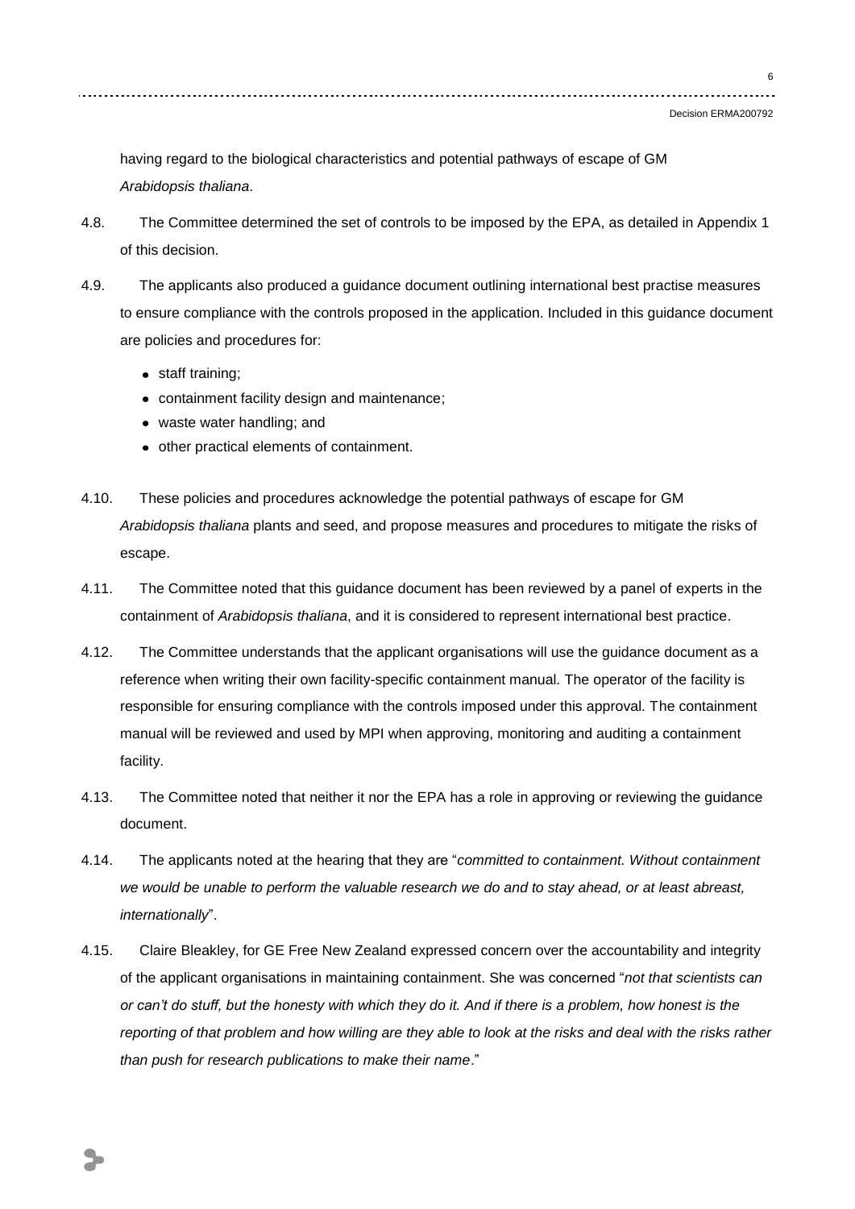having regard to the biological characteristics and potential pathways of escape of GM *Arabidopsis thaliana*.

4.8. The Committee determined the set of controls to be imposed by the EPA, as detailed in Appendix 1 of this decision.

4.9. The applicants also produced a guidance document outlining international best practise measures to ensure compliance with the controls proposed in the application. Included in this guidance document are policies and procedures for:

- staff training;
- containment facility design and maintenance;
- waste water handling; and
- other practical elements of containment.

4.10. These policies and procedures acknowledge the potential pathways of escape for GM *Arabidopsis thaliana* plants and seed, and propose measures and procedures to mitigate the risks of escape.

4.11. The Committee noted that this guidance document has been reviewed by a panel of experts in the containment of *Arabidopsis thaliana*, and it is considered to represent international best practice.

4.12. The Committee understands that the applicant organisations will use the guidance document as a reference when writing their own facility-specific containment manual. The operator of the facility is responsible for ensuring compliance with the controls imposed under this approval. The containment manual will be reviewed and used by MPI when approving, monitoring and auditing a containment facility.

4.13. The Committee noted that neither it nor the EPA has a role in approving or reviewing the guidance document.

4.14. The applicants noted at the hearing that they are "*committed to containment. Without containment we would be unable to perform the valuable research we do and to stay ahead, or at least abreast, internationally*".

4.15. Claire Bleakley, for GE Free New Zealand expressed concern over the accountability and integrity of the applicant organisations in maintaining containment. She was concerned "*not that scientists can or can't do stuff, but the honesty with which they do it. And if there is a problem, how honest is the reporting of that problem and how willing are they able to look at the risks and deal with the risks rather than push for research publications to make their name*."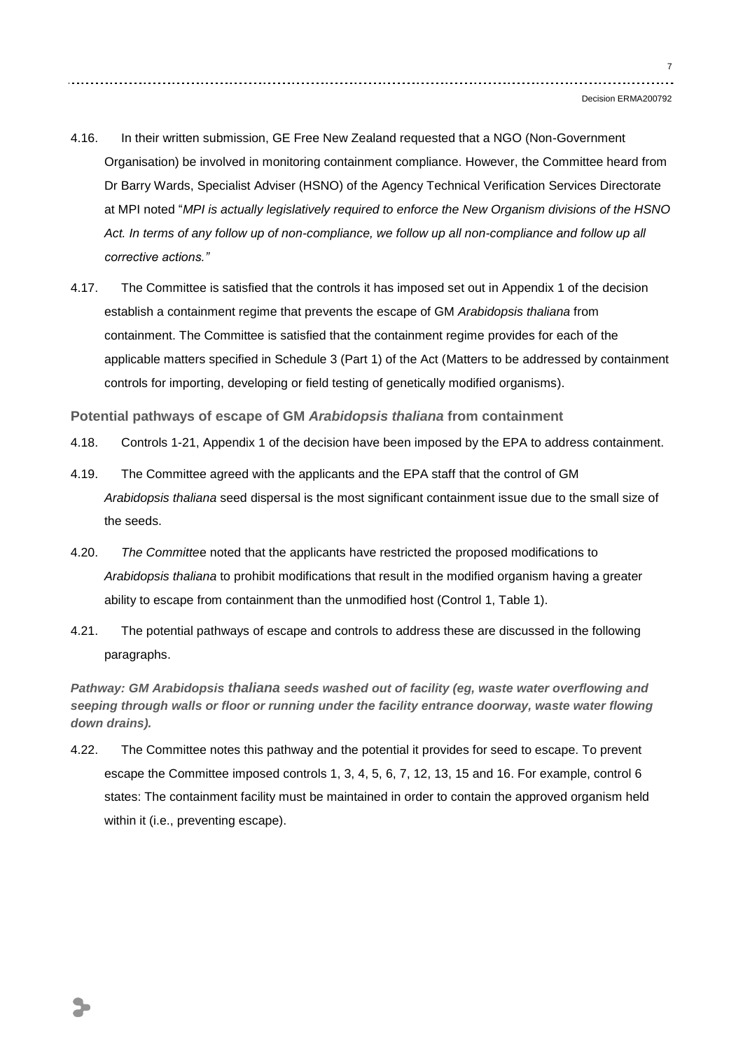4.16. In their written submission, GE Free New Zealand requested that a NGO (Non-Government Organisation) be involved in monitoring containment compliance. However, the Committee heard from Dr Barry Wards, Specialist Adviser (HSNO) of the Agency Technical Verification Services Directorate at MPI noted "*MPI is actually legislatively required to enforce the New Organism divisions of the HSNO Act. In terms of any follow up of non-compliance, we follow up all non-compliance and follow up all corrective actions."*

4.17. The Committee is satisfied that the controls it has imposed set out in Appendix 1 of the decision establish a containment regime that prevents the escape of GM *Arabidopsis thaliana* from containment. The Committee is satisfied that the containment regime provides for each of the applicable matters specified in Schedule 3 (Part 1) of the Act (Matters to be addressed by containment controls for importing, developing or field testing of genetically modified organisms).

### Potential pathways of escape of GM *Arabidopsis thaliana* from containment

4.18. Controls 1-21, Appendix 1 of the decision have been imposed by the EPA to address containment.

4.19. The Committee agreed with the applicants and the EPA staff that the control of GM *Arabidopsis thaliana* seed dispersal is the most significant containment issue due to the small size of the seeds.

4.20. *The Committe*e noted that the applicants have restricted the proposed modifications to *Arabidopsis thaliana* to prohibit modifications that result in the modified organism having a greater ability to escape from containment than the unmodified host (Control 1, Table 1).

4.21. The potential pathways of escape and controls to address these are discussed in the following paragraphs.

***Pathway: GM Arabidopsis thaliana seeds washed out of facility (eg, waste water overflowing and seeping through walls or floor or running under the facility entrance doorway, waste water flowing down drains).***

4.22. The Committee notes this pathway and the potential it provides for seed to escape. To prevent escape the Committee imposed controls 1, 3, 4, 5, 6, 7, 12, 13, 15 and 16. For example, control 6 states: The containment facility must be maintained in order to contain the approved organism held within it (i.e., preventing escape).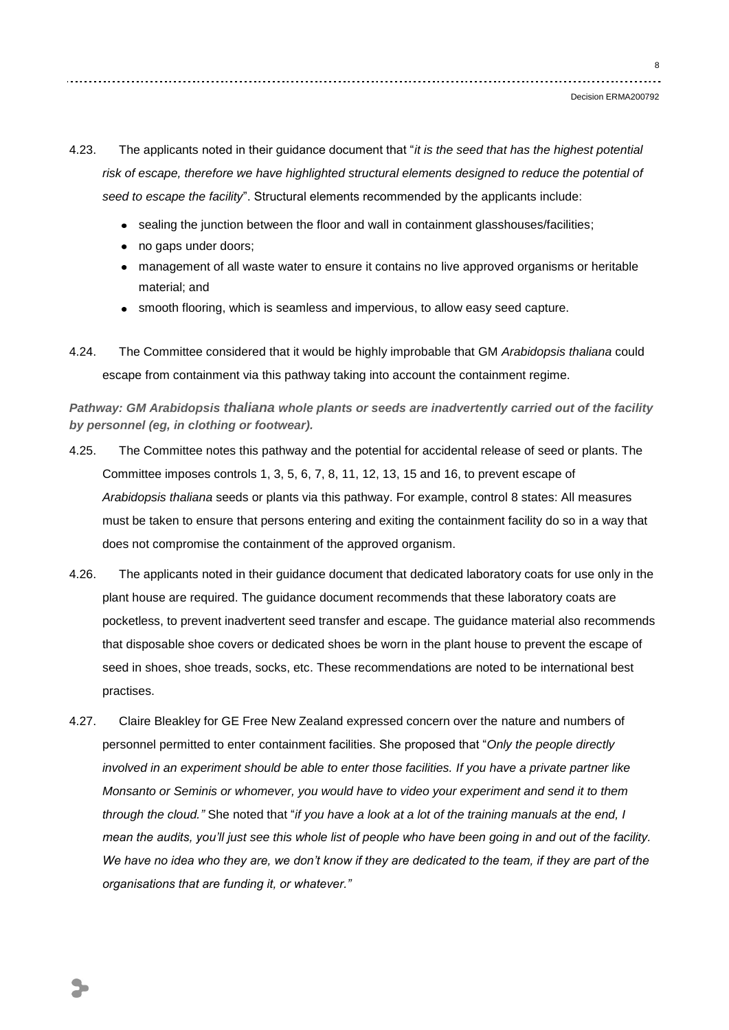4.23. The applicants noted in their guidance document that "*it is the seed that has the highest potential risk of escape, therefore we have highlighted structural elements designed to reduce the potential of seed to escape the facility*". Structural elements recommended by the applicants include:

- sealing the junction between the floor and wall in containment glasshouses/facilities;
- no gaps under doors;
- management of all waste water to ensure it contains no live approved organisms or heritable material; and
- smooth flooring, which is seamless and impervious, to allow easy seed capture.

4.24. The Committee considered that it would be highly improbable that GM *Arabidopsis thaliana* could escape from containment via this pathway taking into account the containment regime.

***Pathway: GM Arabidopsis thaliana whole plants or seeds are inadvertently carried out of the facility by personnel (eg, in clothing or footwear).***

4.25. The Committee notes this pathway and the potential for accidental release of seed or plants. The Committee imposes controls 1, 3, 5, 6, 7, 8, 11, 12, 13, 15 and 16, to prevent escape of *Arabidopsis thaliana* seeds or plants via this pathway. For example, control 8 states: All measures must be taken to ensure that persons entering and exiting the containment facility do so in a way that does not compromise the containment of the approved organism.

4.26. The applicants noted in their guidance document that dedicated laboratory coats for use only in the plant house are required. The guidance document recommends that these laboratory coats are pocketless, to prevent inadvertent seed transfer and escape. The guidance material also recommends that disposable shoe covers or dedicated shoes be worn in the plant house to prevent the escape of seed in shoes, shoe treads, socks, etc. These recommendations are noted to be international best practises.

4.27. Claire Bleakley for GE Free New Zealand expressed concern over the nature and numbers of personnel permitted to enter containment facilities. She proposed that "*Only the people directly involved in an experiment should be able to enter those facilities. If you have a private partner like Monsanto or Seminis or whomever, you would have to video your experiment and send it to them through the cloud.*" She noted that "*if you have a look at a lot of the training manuals at the end, I mean the audits, you'll just see this whole list of people who have been going in and out of the facility. We have no idea who they are, we don't know if they are dedicated to the team, if they are part of the organisations that are funding it, or whatever.*"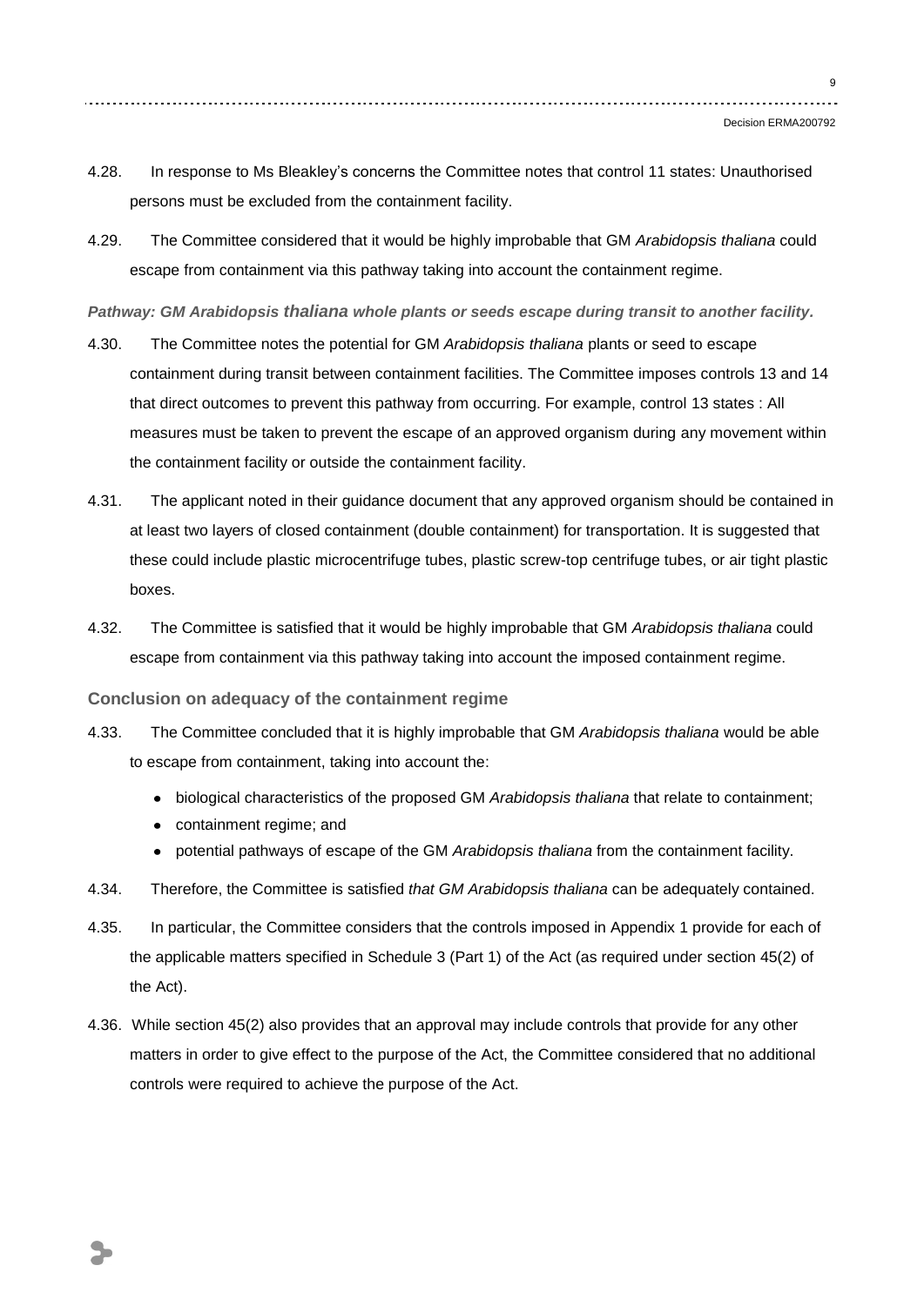4.28. In response to Ms Bleakley's concerns the Committee notes that control 11 states: Unauthorised persons must be excluded from the containment facility.

4.29. The Committee considered that it would be highly improbable that GM *Arabidopsis thaliana* could escape from containment via this pathway taking into account the containment regime.

***Pathway: GM Arabidopsis thaliana whole plants or seeds escape during transit to another facility.***

4.30. The Committee notes the potential for GM *Arabidopsis thaliana* plants or seed to escape containment during transit between containment facilities. The Committee imposes controls 13 and 14 that direct outcomes to prevent this pathway from occurring. For example, control 13 states : All measures must be taken to prevent the escape of an approved organism during any movement within the containment facility or outside the containment facility.

4.31. The applicant noted in their guidance document that any approved organism should be contained in at least two layers of closed containment (double containment) for transportation. It is suggested that these could include plastic microcentrifuge tubes, plastic screw-top centrifuge tubes, or air tight plastic boxes.

4.32. The Committee is satisfied that it would be highly improbable that GM *Arabidopsis thaliana* could escape from containment via this pathway taking into account the imposed containment regime.

**Conclusion on adequacy of the containment regime**

4.33. The Committee concluded that it is highly improbable that GM *Arabidopsis thaliana* would be able to escape from containment, taking into account the:

- biological characteristics of the proposed GM *Arabidopsis thaliana* that relate to containment;
- containment regime; and
- potential pathways of escape of the GM *Arabidopsis thaliana* from the containment facility.

4.34. Therefore, the Committee is satisfied *that GM Arabidopsis thaliana* can be adequately contained.

4.35. In particular, the Committee considers that the controls imposed in Appendix 1 provide for each of the applicable matters specified in Schedule 3 (Part 1) of the Act (as required under section 45(2) of the Act).

4.36. While section 45(2) also provides that an approval may include controls that provide for any other matters in order to give effect to the purpose of the Act, the Committee considered that no additional controls were required to achieve the purpose of the Act.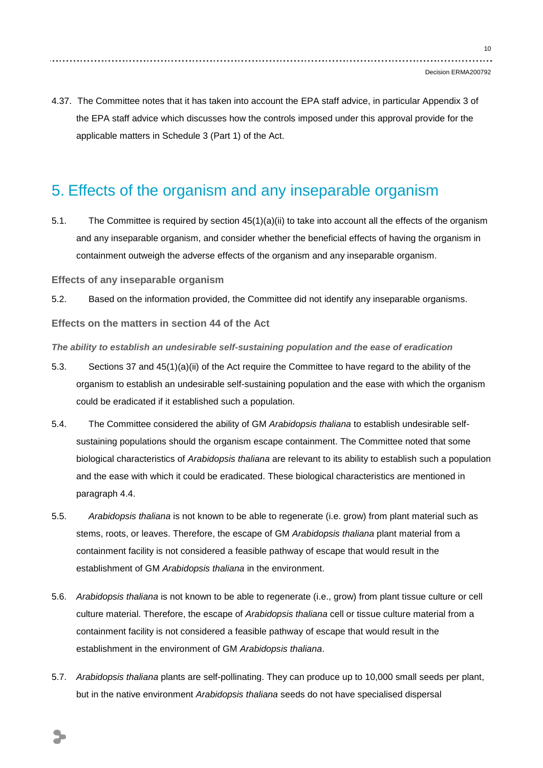4.37. The Committee notes that it has taken into account the EPA staff advice, in particular Appendix 3 of the EPA staff advice which discusses how the controls imposed under this approval provide for the applicable matters in Schedule 3 (Part 1) of the Act.

# 5. Effects of the organism and any inseparable organism

5.1. The Committee is required by section 45(1)(a)(ii) to take into account all the effects of the organism and any inseparable organism, and consider whether the beneficial effects of having the organism in containment outweigh the adverse effects of the organism and any inseparable organism.

### Effects of any inseparable organism

5.2. Based on the information provided, the Committee did not identify any inseparable organisms.

### Effects on the matters in section 44 of the Act

#### *The ability to establish an undesirable self-sustaining population and the ease of eradication*

5.3. Sections 37 and 45(1)(a)(ii) of the Act require the Committee to have regard to the ability of the organism to establish an undesirable self-sustaining population and the ease with which the organism could be eradicated if it established such a population.

5.4. The Committee considered the ability of GM *Arabidopsis thaliana* to establish undesirable self-sustaining populations should the organism escape containment. The Committee noted that some biological characteristics of *Arabidopsis thaliana* are relevant to its ability to establish such a population and the ease with which it could be eradicated. These biological characteristics are mentioned in paragraph 4.4.

5.5. *Arabidopsis thaliana* is not known to be able to regenerate (i.e. grow) from plant material such as stems, roots, or leaves. Therefore, the escape of GM *Arabidopsis thaliana* plant material from a containment facility is not considered a feasible pathway of escape that would result in the establishment of GM *Arabidopsis thaliana* in the environment.

5.6. *Arabidopsis thaliana* is not known to be able to regenerate (i.e., grow) from plant tissue culture or cell culture material. Therefore, the escape of *Arabidopsis thaliana* cell or tissue culture material from a containment facility is not considered a feasible pathway of escape that would result in the establishment in the environment of GM *Arabidopsis thaliana*.

5.7. *Arabidopsis thaliana* plants are self-pollinating. They can produce up to 10,000 small seeds per plant, but in the native environment *Arabidopsis thaliana* seeds do not have specialised dispersal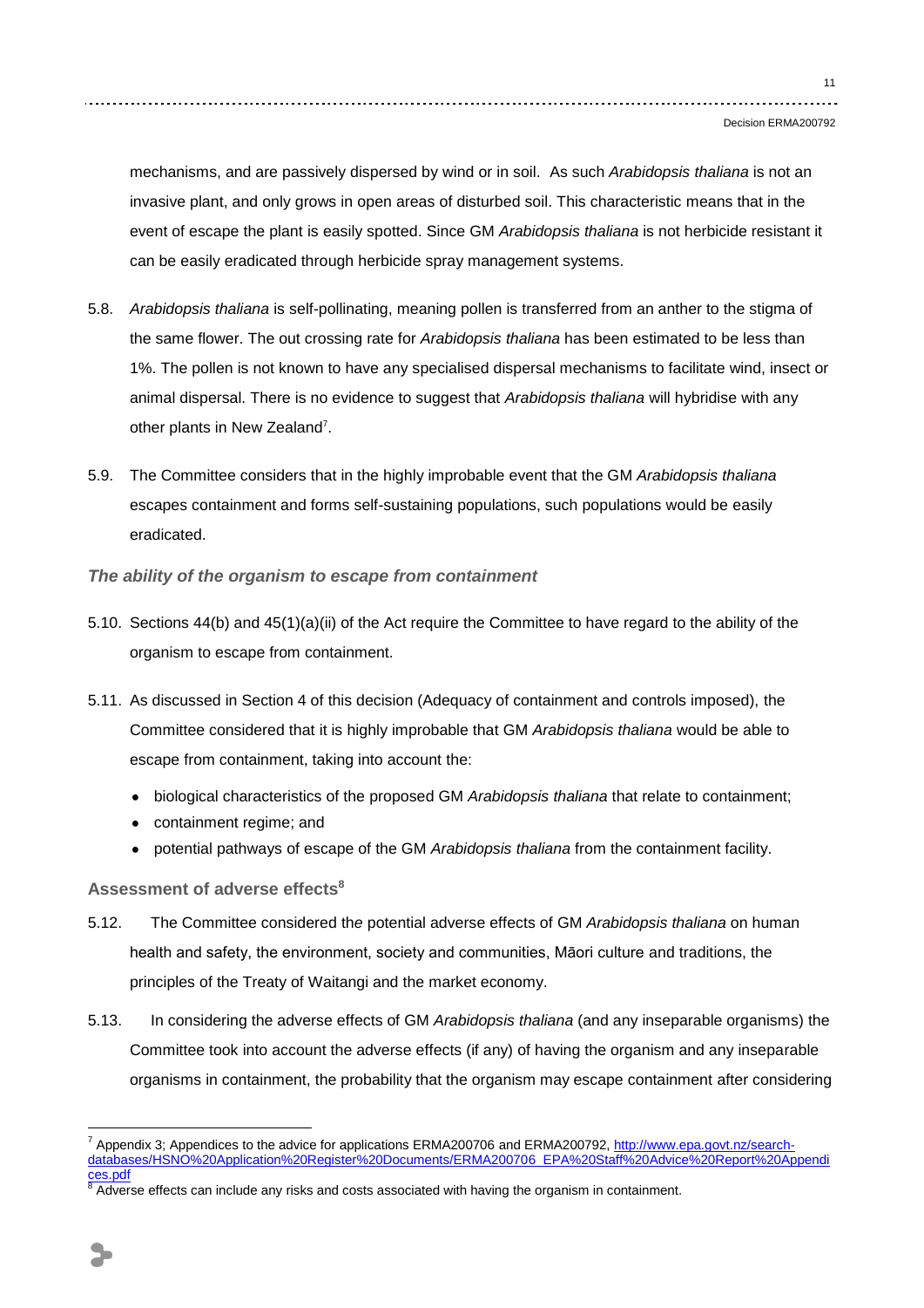mechanisms, and are passively dispersed by wind or in soil. As such *Arabidopsis thaliana* is not an invasive plant, and only grows in open areas of disturbed soil. This characteristic means that in the event of escape the plant is easily spotted. Since GM *Arabidopsis thaliana* is not herbicide resistant it can be easily eradicated through herbicide spray management systems.

5.8. *Arabidopsis thaliana* is self-pollinating, meaning pollen is transferred from an anther to the stigma of the same flower. The out crossing rate for *Arabidopsis thaliana* has been estimated to be less than 1%. The pollen is not known to have any specialised dispersal mechanisms to facilitate wind, insect or animal dispersal. There is no evidence to suggest that *Arabidopsis thaliana* will hybridise with any other plants in New Zealand[7].

5.9. The Committee considers that in the highly improbable event that the GM *Arabidopsis thaliana* escapes containment and forms self-sustaining populations, such populations would be easily eradicated.

### *The ability of the organism to escape from containment*

5.10. Sections 44(b) and 45(1)(a)(ii) of the Act require the Committee to have regard to the ability of the organism to escape from containment.

5.11. As discussed in Section 4 of this decision (Adequacy of containment and controls imposed), the Committee considered that it is highly improbable that GM *Arabidopsis thaliana* would be able to escape from containment, taking into account the:

- biological characteristics of the proposed GM *Arabidopsis thaliana* that relate to containment;
- containment regime; and
- potential pathways of escape of the GM *Arabidopsis thaliana* from the containment facility.

### Assessment of adverse effects[8]

5.12. The Committee considered the potential adverse effects of GM *Arabidopsis thaliana* on human health and safety, the environment, society and communities, Māori culture and traditions, the principles of the Treaty of Waitangi and the market economy.

5.13. In considering the adverse effects of GM *Arabidopsis thaliana* (and any inseparable organisms) the Committee took into account the adverse effects (if any) of having the organism and any inseparable organisms in containment, the probability that the organism may escape containment after considering

---

[7] Appendix 3; Appendices to the advice for applications ERMA200706 and ERMA200792, http://www.epa.govt.nz/search-databases/HSNO%20Application%20Register%20Documents/ERMA200706_EPA%20Staff%20Advice%20Report%20Appendices.pdf

[8] Adverse effects can include any risks and costs associated with having the organism in containment.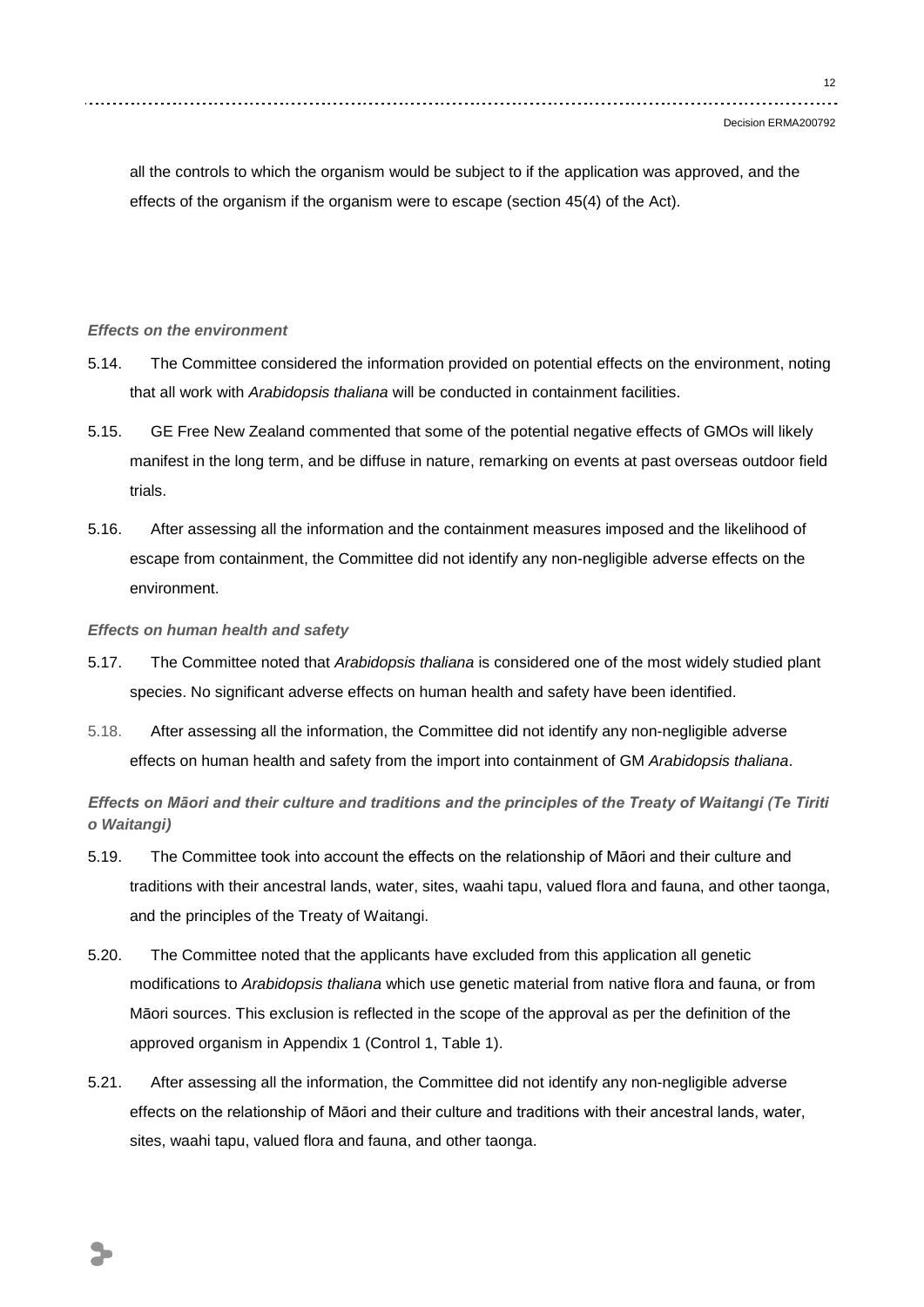all the controls to which the organism would be subject to if the application was approved, and the effects of the organism if the organism were to escape (section 45(4) of the Act).

***Effects on the environment***

5.14. The Committee considered the information provided on potential effects on the environment, noting that all work with *Arabidopsis thaliana* will be conducted in containment facilities.

5.15. GE Free New Zealand commented that some of the potential negative effects of GMOs will likely manifest in the long term, and be diffuse in nature, remarking on events at past overseas outdoor field trials.

5.16. After assessing all the information and the containment measures imposed and the likelihood of escape from containment, the Committee did not identify any non-negligible adverse effects on the environment.

***Effects on human health and safety***

5.17. The Committee noted that *Arabidopsis thaliana* is considered one of the most widely studied plant species. No significant adverse effects on human health and safety have been identified.

5.18. After assessing all the information, the Committee did not identify any non-negligible adverse effects on human health and safety from the import into containment of GM *Arabidopsis thaliana*.

***Effects on Māori and their culture and traditions and the principles of the Treaty of Waitangi (Te Tiriti o Waitangi)***

5.19. The Committee took into account the effects on the relationship of Māori and their culture and traditions with their ancestral lands, water, sites, waahi tapu, valued flora and fauna, and other taonga, and the principles of the Treaty of Waitangi.

5.20. The Committee noted that the applicants have excluded from this application all genetic modifications to *Arabidopsis thaliana* which use genetic material from native flora and fauna, or from Māori sources. This exclusion is reflected in the scope of the approval as per the definition of the approved organism in Appendix 1 (Control 1, Table 1).

5.21. After assessing all the information, the Committee did not identify any non-negligible adverse effects on the relationship of Māori and their culture and traditions with their ancestral lands, water, sites, waahi tapu, valued flora and fauna, and other taonga.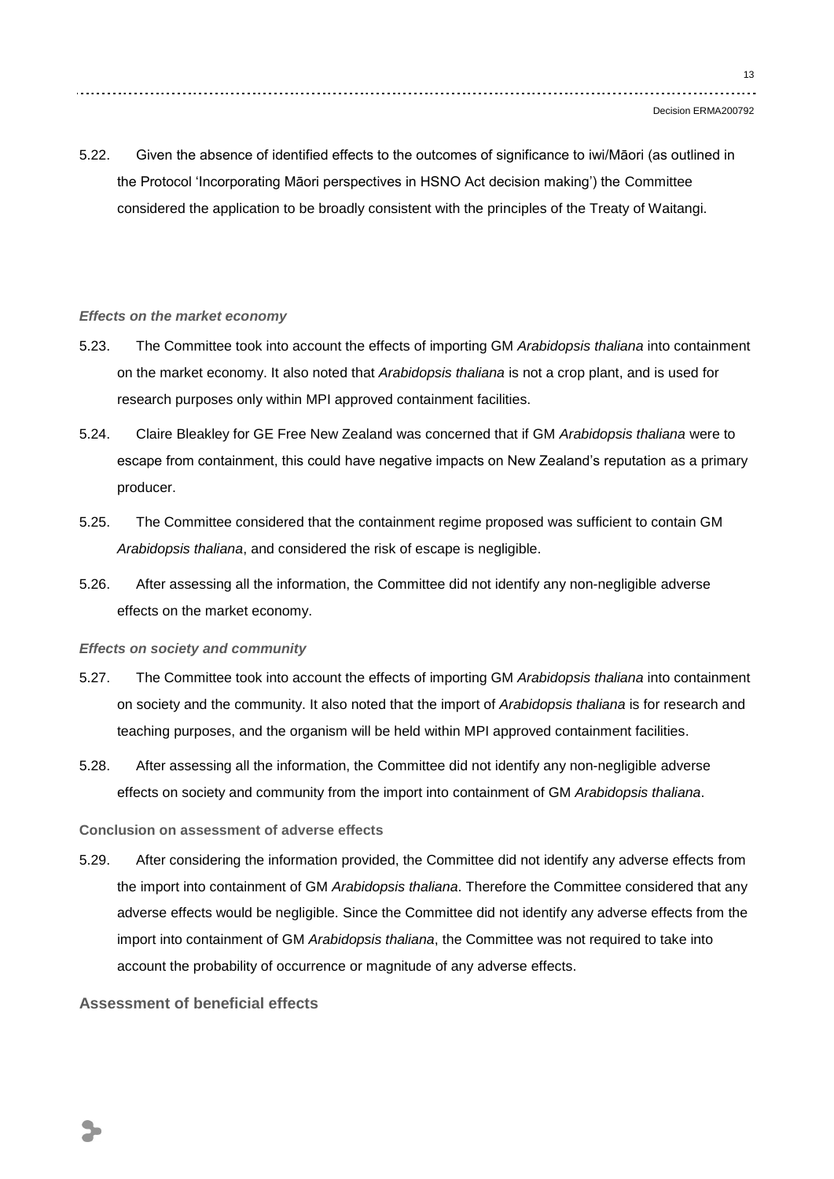5.22. Given the absence of identified effects to the outcomes of significance to iwi/Māori (as outlined in the Protocol 'Incorporating Māori perspectives in HSNO Act decision making') the Committee considered the application to be broadly consistent with the principles of the Treaty of Waitangi.

### *Effects on the market economy*

5.23. The Committee took into account the effects of importing GM *Arabidopsis thaliana* into containment on the market economy. It also noted that *Arabidopsis thaliana* is not a crop plant, and is used for research purposes only within MPI approved containment facilities.

5.24. Claire Bleakley for GE Free New Zealand was concerned that if GM *Arabidopsis thaliana* were to escape from containment, this could have negative impacts on New Zealand's reputation as a primary producer.

5.25. The Committee considered that the containment regime proposed was sufficient to contain GM *Arabidopsis thaliana*, and considered the risk of escape is negligible.

5.26. After assessing all the information, the Committee did not identify any non-negligible adverse effects on the market economy.

### *Effects on society and community*

5.27. The Committee took into account the effects of importing GM *Arabidopsis thaliana* into containment on society and the community. It also noted that the import of *Arabidopsis thaliana* is for research and teaching purposes, and the organism will be held within MPI approved containment facilities.

5.28. After assessing all the information, the Committee did not identify any non-negligible adverse effects on society and community from the import into containment of GM *Arabidopsis thaliana*.

### Conclusion on assessment of adverse effects

5.29. After considering the information provided, the Committee did not identify any adverse effects from the import into containment of GM *Arabidopsis thaliana*. Therefore the Committee considered that any adverse effects would be negligible. Since the Committee did not identify any adverse effects from the import into containment of GM *Arabidopsis thaliana*, the Committee was not required to take into account the probability of occurrence or magnitude of any adverse effects.

## Assessment of beneficial effects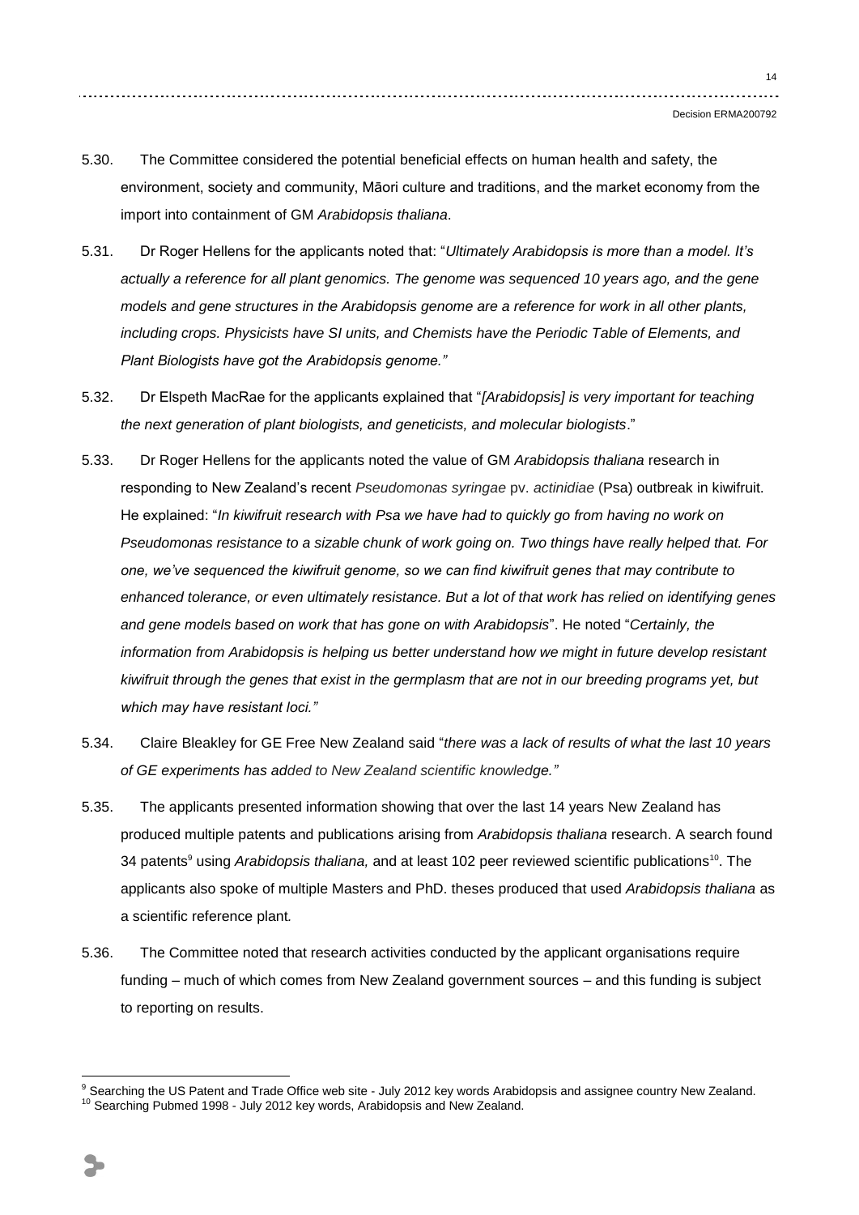5.30. The Committee considered the potential beneficial effects on human health and safety, the environment, society and community, Māori culture and traditions, and the market economy from the import into containment of GM *Arabidopsis thaliana*.

5.31. Dr Roger Hellens for the applicants noted that: "*Ultimately Arabidopsis is more than a model. It's actually a reference for all plant genomics. The genome was sequenced 10 years ago, and the gene models and gene structures in the Arabidopsis genome are a reference for work in all other plants, including crops. Physicists have SI units, and Chemists have the Periodic Table of Elements, and Plant Biologists have got the Arabidopsis genome."*

5.32. Dr Elspeth MacRae for the applicants explained that "*[Arabidopsis] is very important for teaching the next generation of plant biologists, and geneticists, and molecular biologists*."

5.33. Dr Roger Hellens for the applicants noted the value of GM *Arabidopsis thaliana* research in responding to New Zealand's recent *Pseudomonas syringae* pv. *actinidiae* (Psa) outbreak in kiwifruit. He explained: "*In kiwifruit research with Psa we have had to quickly go from having no work on Pseudomonas resistance to a sizable chunk of work going on. Two things have really helped that. For one, we've sequenced the kiwifruit genome, so we can find kiwifruit genes that may contribute to enhanced tolerance, or even ultimately resistance. But a lot of that work has relied on identifying genes and gene models based on work that has gone on with Arabidopsis*". He noted "*Certainly, the information from Arabidopsis is helping us better understand how we might in future develop resistant kiwifruit through the genes that exist in the germplasm that are not in our breeding programs yet, but which may have resistant loci."*

5.34. Claire Bleakley for GE Free New Zealand said "*there was a lack of results of what the last 10 years of GE experiments has added to New Zealand scientific knowledge."*

5.35. The applicants presented information showing that over the last 14 years New Zealand has produced multiple patents and publications arising from *Arabidopsis thaliana* research. A search found 34 patents[9] using *Arabidopsis thaliana,* and at least 102 peer reviewed scientific publications[10]. The applicants also spoke of multiple Masters and PhD. theses produced that used *Arabidopsis thaliana* as a scientific reference plant*.*

5.36. The Committee noted that research activities conducted by the applicant organisations require funding – much of which comes from New Zealand government sources – and this funding is subject to reporting on results.

---

[9] Searching the US Patent and Trade Office web site - July 2012 key words Arabidopsis and assignee country New Zealand.

[10] Searching Pubmed 1998 - July 2012 key words, Arabidopsis and New Zealand.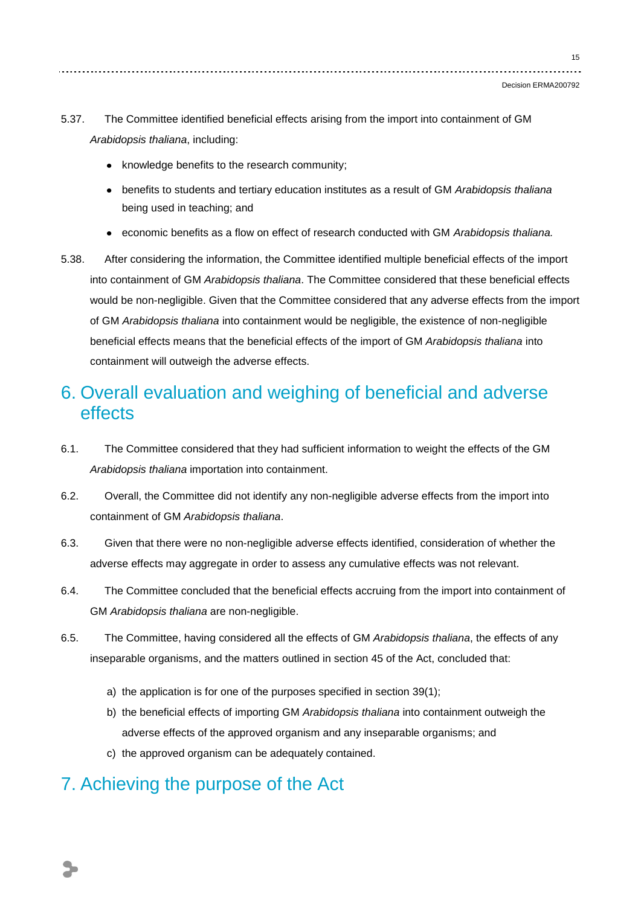5.37. The Committee identified beneficial effects arising from the import into containment of GM *Arabidopsis thaliana*, including:

- knowledge benefits to the research community;
- benefits to students and tertiary education institutes as a result of GM *Arabidopsis thaliana* being used in teaching; and
- economic benefits as a flow on effect of research conducted with GM *Arabidopsis thaliana.*

5.38. After considering the information, the Committee identified multiple beneficial effects of the import into containment of GM *Arabidopsis thaliana*. The Committee considered that these beneficial effects would be non-negligible. Given that the Committee considered that any adverse effects from the import of GM *Arabidopsis thaliana* into containment would be negligible, the existence of non-negligible beneficial effects means that the beneficial effects of the import of GM *Arabidopsis thaliana* into containment will outweigh the adverse effects.

## 6. Overall evaluation and weighing of beneficial and adverse effects

6.1. The Committee considered that they had sufficient information to weight the effects of the GM *Arabidopsis thaliana* importation into containment.

6.2. Overall, the Committee did not identify any non-negligible adverse effects from the import into containment of GM *Arabidopsis thaliana*.

6.3. Given that there were no non-negligible adverse effects identified, consideration of whether the adverse effects may aggregate in order to assess any cumulative effects was not relevant.

6.4. The Committee concluded that the beneficial effects accruing from the import into containment of GM *Arabidopsis thaliana* are non-negligible.

6.5. The Committee, having considered all the effects of GM *Arabidopsis thaliana*, the effects of any inseparable organisms, and the matters outlined in section 45 of the Act, concluded that:

a) the application is for one of the purposes specified in section 39(1);

b) the beneficial effects of importing GM *Arabidopsis thaliana* into containment outweigh the adverse effects of the approved organism and any inseparable organisms; and

c) the approved organism can be adequately contained.

## 7. Achieving the purpose of the Act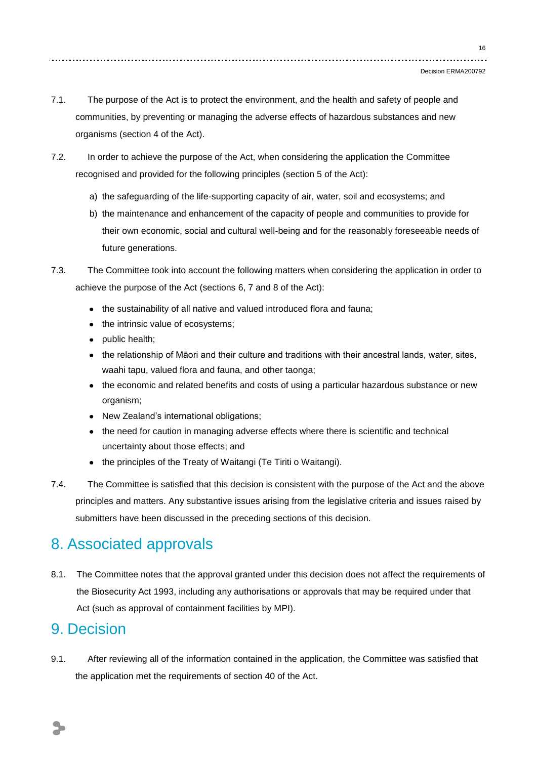7.1. The purpose of the Act is to protect the environment, and the health and safety of people and communities, by preventing or managing the adverse effects of hazardous substances and new organisms (section 4 of the Act).

7.2. In order to achieve the purpose of the Act, when considering the application the Committee recognised and provided for the following principles (section 5 of the Act):

a) the safeguarding of the life-supporting capacity of air, water, soil and ecosystems; and

b) the maintenance and enhancement of the capacity of people and communities to provide for their own economic, social and cultural well-being and for the reasonably foreseeable needs of future generations.

7.3. The Committee took into account the following matters when considering the application in order to achieve the purpose of the Act (sections 6, 7 and 8 of the Act):

- the sustainability of all native and valued introduced flora and fauna;
- the intrinsic value of ecosystems;
- public health;
- the relationship of Māori and their culture and traditions with their ancestral lands, water, sites, waahi tapu, valued flora and fauna, and other taonga;
- the economic and related benefits and costs of using a particular hazardous substance or new organism;
- New Zealand's international obligations;
- the need for caution in managing adverse effects where there is scientific and technical uncertainty about those effects; and
- the principles of the Treaty of Waitangi (Te Tiriti o Waitangi).

7.4. The Committee is satisfied that this decision is consistent with the purpose of the Act and the above principles and matters. Any substantive issues arising from the legislative criteria and issues raised by submitters have been discussed in the preceding sections of this decision.

# 8. Associated approvals

8.1. The Committee notes that the approval granted under this decision does not affect the requirements of the Biosecurity Act 1993, including any authorisations or approvals that may be required under that Act (such as approval of containment facilities by MPI).

# 9. Decision

9.1. After reviewing all of the information contained in the application, the Committee was satisfied that the application met the requirements of section 40 of the Act.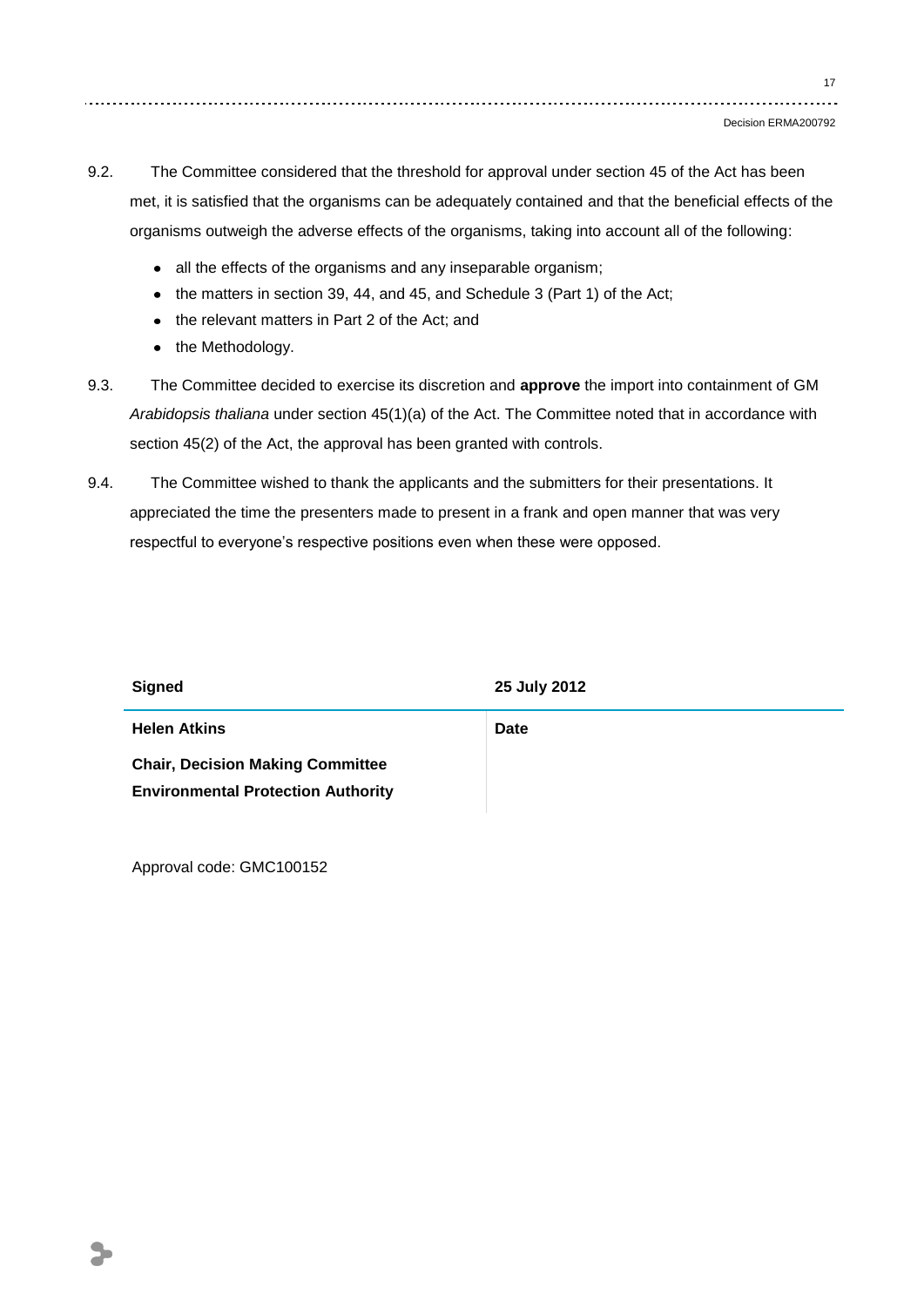9.2. The Committee considered that the threshold for approval under section 45 of the Act has been met, it is satisfied that the organisms can be adequately contained and that the beneficial effects of the organisms outweigh the adverse effects of the organisms, taking into account all of the following:

- all the effects of the organisms and any inseparable organism;
- the matters in section 39, 44, and 45, and Schedule 3 (Part 1) of the Act;
- the relevant matters in Part 2 of the Act; and
- the Methodology.

9.3. The Committee decided to exercise its discretion and **approve** the import into containment of GM *Arabidopsis thaliana* under section 45(1)(a) of the Act. The Committee noted that in accordance with section 45(2) of the Act, the approval has been granted with controls.

9.4. The Committee wished to thank the applicants and the submitters for their presentations. It appreciated the time the presenters made to present in a frank and open manner that was very respectful to everyone's respective positions even when these were opposed.

| **Signed** | **25 July 2012** |
|---|---|
| **Helen Atkins**<br>**Chair, Decision Making Committee**<br>**Environmental Protection Authority** | **Date** |

Approval code: GMC100152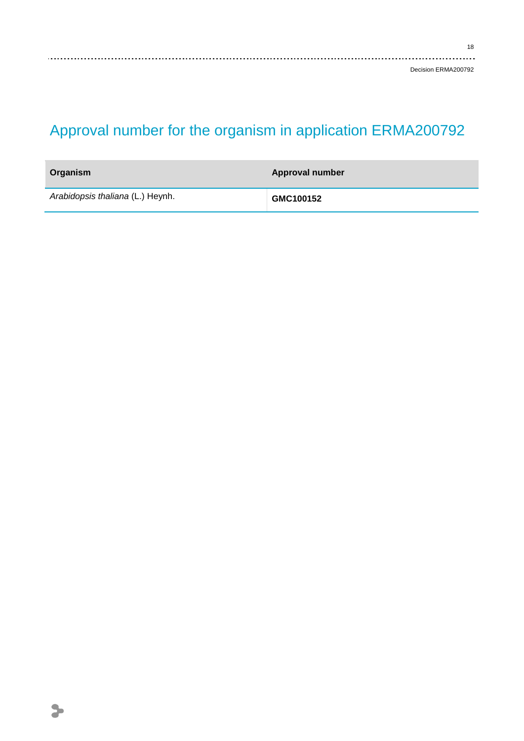# Approval number for the organism in application ERMA200792

| Organism | Approval number |
| --- | --- |
| *Arabidopsis thaliana* (L.) Heynh. | **GMC100152** |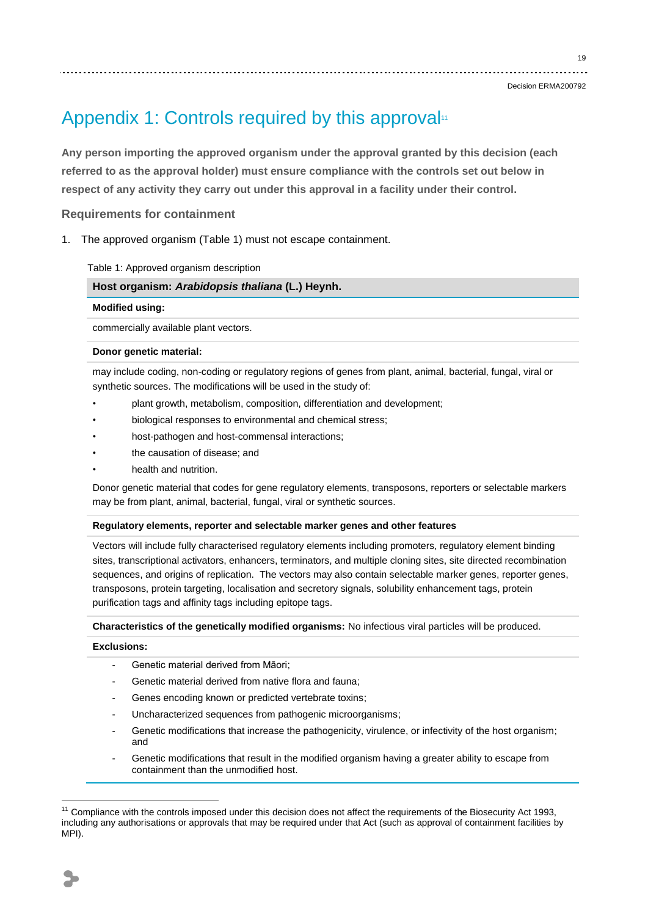# Appendix 1: Controls required by this approval[11]

**Any person importing the approved organism under the approval granted by this decision (each referred to as the approval holder) must ensure compliance with the controls set out below in respect of any activity they carry out under this approval in a facility under their control.**

## Requirements for containment

1. The approved organism (Table 1) must not escape containment.

Table 1: Approved organism description

| **Host organism: *Arabidopsis thaliana* (L.) Heynh.** |
|---|
| **Modified using:** |
| commercially available plant vectors. |
| **Donor genetic material:** |
| may include coding, non-coding or regulatory regions of genes from plant, animal, bacterial, fungal, viral or synthetic sources. The modifications will be used in the study of:<br>• plant growth, metabolism, composition, differentiation and development;<br>• biological responses to environmental and chemical stress;<br>• host-pathogen and host-commensal interactions;<br>• the causation of disease; and<br>• health and nutrition.<br>Donor genetic material that codes for gene regulatory elements, transposons, reporters or selectable markers may be from plant, animal, bacterial, fungal, viral or synthetic sources. |
| **Regulatory elements, reporter and selectable marker genes and other features** |
| Vectors will include fully characterised regulatory elements including promoters, regulatory element binding sites, transcriptional activators, enhancers, terminators, and multiple cloning sites, site directed recombination sequences, and origins of replication. The vectors may also contain selectable marker genes, reporter genes, transposons, protein targeting, localisation and secretory signals, solubility enhancement tags, protein purification tags and affinity tags including epitope tags. |
| **Characteristics of the genetically modified organisms:** No infectious viral particles will be produced. |
| **Exclusions:** |
| - Genetic material derived from Māori;<br>- Genetic material derived from native flora and fauna;<br>- Genes encoding known or predicted vertebrate toxins;<br>- Uncharacterized sequences from pathogenic microorganisms;<br>- Genetic modifications that increase the pathogenicity, virulence, or infectivity of the host organism; and<br>- Genetic modifications that result in the modified organism having a greater ability to escape from containment than the unmodified host. |

[11] Compliance with the controls imposed under this decision does not affect the requirements of the Biosecurity Act 1993, including any authorisations or approvals that may be required under that Act (such as approval of containment facilities by MPI).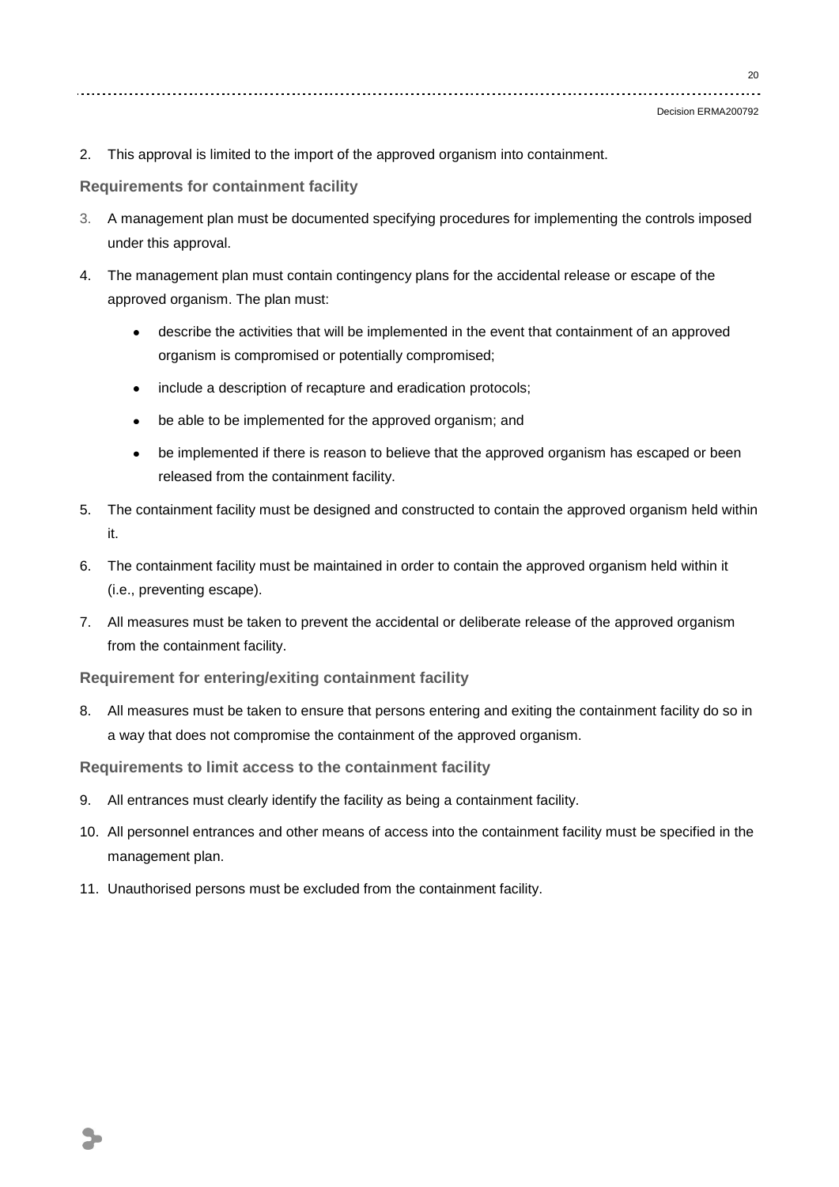2. This approval is limited to the import of the approved organism into containment.

**Requirements for containment facility**

3. A management plan must be documented specifying procedures for implementing the controls imposed under this approval.
4. The management plan must contain contingency plans for the accidental release or escape of the approved organism. The plan must:
   - describe the activities that will be implemented in the event that containment of an approved organism is compromised or potentially compromised;
   - include a description of recapture and eradication protocols;
   - be able to be implemented for the approved organism; and
   - be implemented if there is reason to believe that the approved organism has escaped or been released from the containment facility.
5. The containment facility must be designed and constructed to contain the approved organism held within it.
6. The containment facility must be maintained in order to contain the approved organism held within it (i.e., preventing escape).
7. All measures must be taken to prevent the accidental or deliberate release of the approved organism from the containment facility.

**Requirement for entering/exiting containment facility**

8. All measures must be taken to ensure that persons entering and exiting the containment facility do so in a way that does not compromise the containment of the approved organism.

**Requirements to limit access to the containment facility**

9. All entrances must clearly identify the facility as being a containment facility.
10. All personnel entrances and other means of access into the containment facility must be specified in the management plan.
11. Unauthorised persons must be excluded from the containment facility.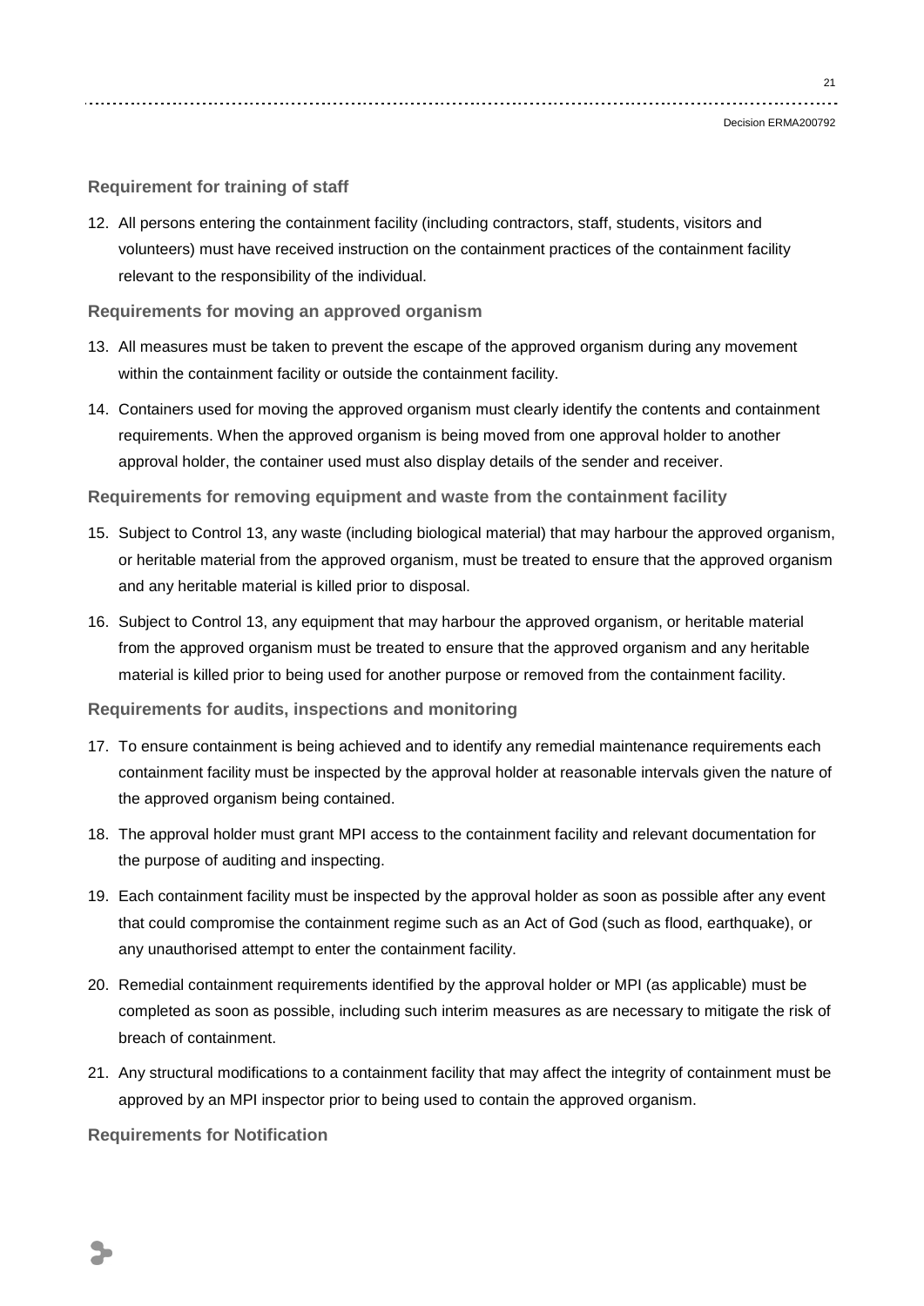### Requirement for training of staff

12. All persons entering the containment facility (including contractors, staff, students, visitors and volunteers) must have received instruction on the containment practices of the containment facility relevant to the responsibility of the individual.

### Requirements for moving an approved organism

13. All measures must be taken to prevent the escape of the approved organism during any movement within the containment facility or outside the containment facility.
14. Containers used for moving the approved organism must clearly identify the contents and containment requirements. When the approved organism is being moved from one approval holder to another approval holder, the container used must also display details of the sender and receiver.

### Requirements for removing equipment and waste from the containment facility

15. Subject to Control 13, any waste (including biological material) that may harbour the approved organism, or heritable material from the approved organism, must be treated to ensure that the approved organism and any heritable material is killed prior to disposal.
16. Subject to Control 13, any equipment that may harbour the approved organism, or heritable material from the approved organism must be treated to ensure that the approved organism and any heritable material is killed prior to being used for another purpose or removed from the containment facility.

### Requirements for audits, inspections and monitoring

17. To ensure containment is being achieved and to identify any remedial maintenance requirements each containment facility must be inspected by the approval holder at reasonable intervals given the nature of the approved organism being contained.
18. The approval holder must grant MPI access to the containment facility and relevant documentation for the purpose of auditing and inspecting.
19. Each containment facility must be inspected by the approval holder as soon as possible after any event that could compromise the containment regime such as an Act of God (such as flood, earthquake), or any unauthorised attempt to enter the containment facility.
20. Remedial containment requirements identified by the approval holder or MPI (as applicable) must be completed as soon as possible, including such interim measures as are necessary to mitigate the risk of breach of containment.
21. Any structural modifications to a containment facility that may affect the integrity of containment must be approved by an MPI inspector prior to being used to contain the approved organism.

### Requirements for Notification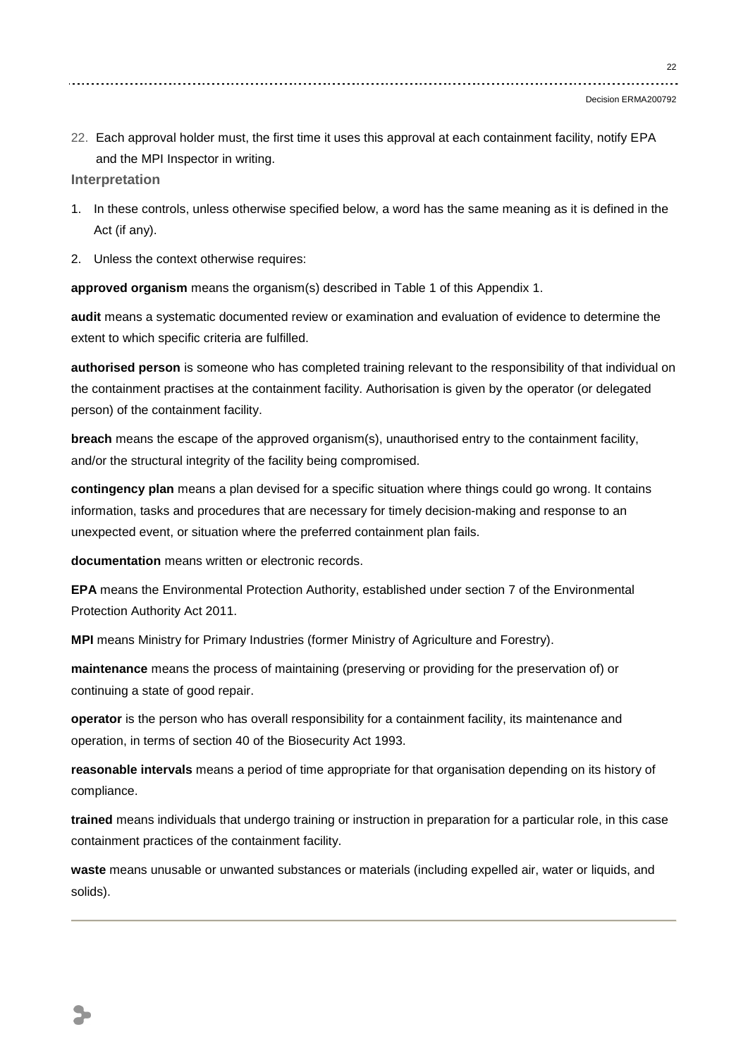22. Each approval holder must, the first time it uses this approval at each containment facility, notify EPA and the MPI Inspector in writing.

### Interpretation

1. In these controls, unless otherwise specified below, a word has the same meaning as it is defined in the Act (if any).
2. Unless the context otherwise requires:

**approved organism** means the organism(s) described in Table 1 of this Appendix 1.

**audit** means a systematic documented review or examination and evaluation of evidence to determine the extent to which specific criteria are fulfilled.

**authorised person** is someone who has completed training relevant to the responsibility of that individual on the containment practises at the containment facility. Authorisation is given by the operator (or delegated person) of the containment facility.

**breach** means the escape of the approved organism(s), unauthorised entry to the containment facility, and/or the structural integrity of the facility being compromised.

**contingency plan** means a plan devised for a specific situation where things could go wrong. It contains information, tasks and procedures that are necessary for timely decision-making and response to an unexpected event, or situation where the preferred containment plan fails.

**documentation** means written or electronic records.

**EPA** means the Environmental Protection Authority, established under section 7 of the Environmental Protection Authority Act 2011.

**MPI** means Ministry for Primary Industries (former Ministry of Agriculture and Forestry).

**maintenance** means the process of maintaining (preserving or providing for the preservation of) or continuing a state of good repair.

**operator** is the person who has overall responsibility for a containment facility, its maintenance and operation, in terms of section 40 of the Biosecurity Act 1993.

**reasonable intervals** means a period of time appropriate for that organisation depending on its history of compliance.

**trained** means individuals that undergo training or instruction in preparation for a particular role, in this case containment practices of the containment facility.

**waste** means unusable or unwanted substances or materials (including expelled air, water or liquids, and solids).